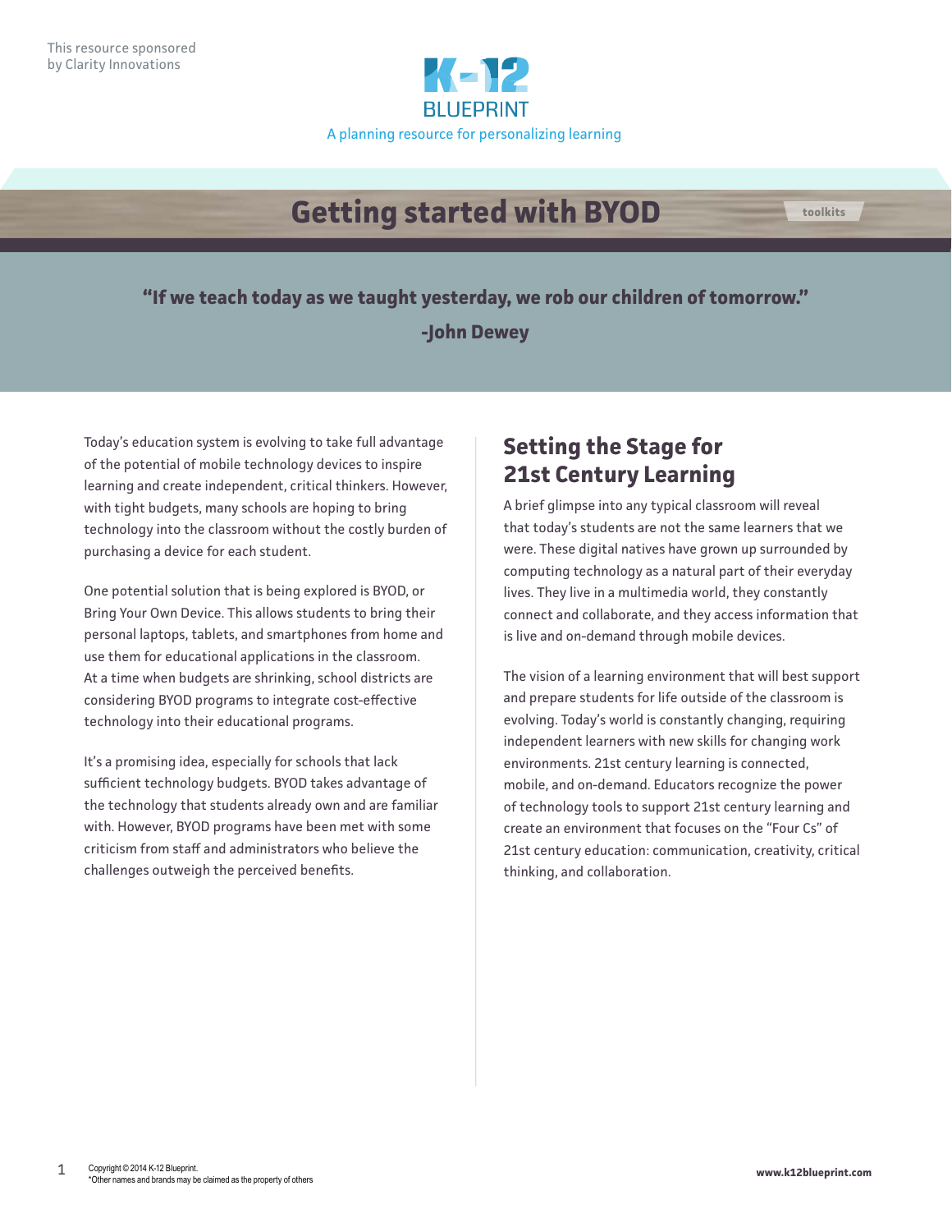This resource sponsored by Clarity Innovations

K-12 BLUEPRINT

A planning resource for personalizing learning

# Getting started with BYOD

toolkits

**"If we teach today as we taught yesterday, we rob our children of tomorrow."**

**-John Dewey**

Today's education system is evolving to take full advantage of the potential of mobile technology devices to inspire learning and create independent, critical thinkers. However, with tight budgets, many schools are hoping to bring technology into the classroom without the costly burden of purchasing a device for each student.

One potential solution that is being explored is BYOD, or Bring Your Own Device. This allows students to bring their personal laptops, tablets, and smartphones from home and use them for educational applications in the classroom. At a time when budgets are shrinking, school districts are considering BYOD programs to integrate cost-effective technology into their educational programs.

It's a promising idea, especially for schools that lack sufficient technology budgets. BYOD takes advantage of the technology that students already own and are familiar with. However, BYOD programs have been met with some criticism from staff and administrators who believe the challenges outweigh the perceived benefits.

## Setting the Stage for 21st Century Learning

A brief glimpse into any typical classroom will reveal that today's students are not the same learners that we were. These digital natives have grown up surrounded by computing technology as a natural part of their everyday lives. They live in a multimedia world, they constantly connect and collaborate, and they access information that is live and on-demand through mobile devices.

The vision of a learning environment that will best support and prepare students for life outside of the classroom is evolving. Today's world is constantly changing, requiring independent learners with new skills for changing work environments. 21st century learning is connected, mobile, and on-demand. Educators recognize the power of technology tools to support 21st century learning and create an environment that focuses on the "Four Cs" of 21st century education: communication, creativity, critical thinking, and collaboration.

Copyright © 2014 K-12 Blueprint.
*Other names and brands may be claimed as the property of others

www.k12blueprint.com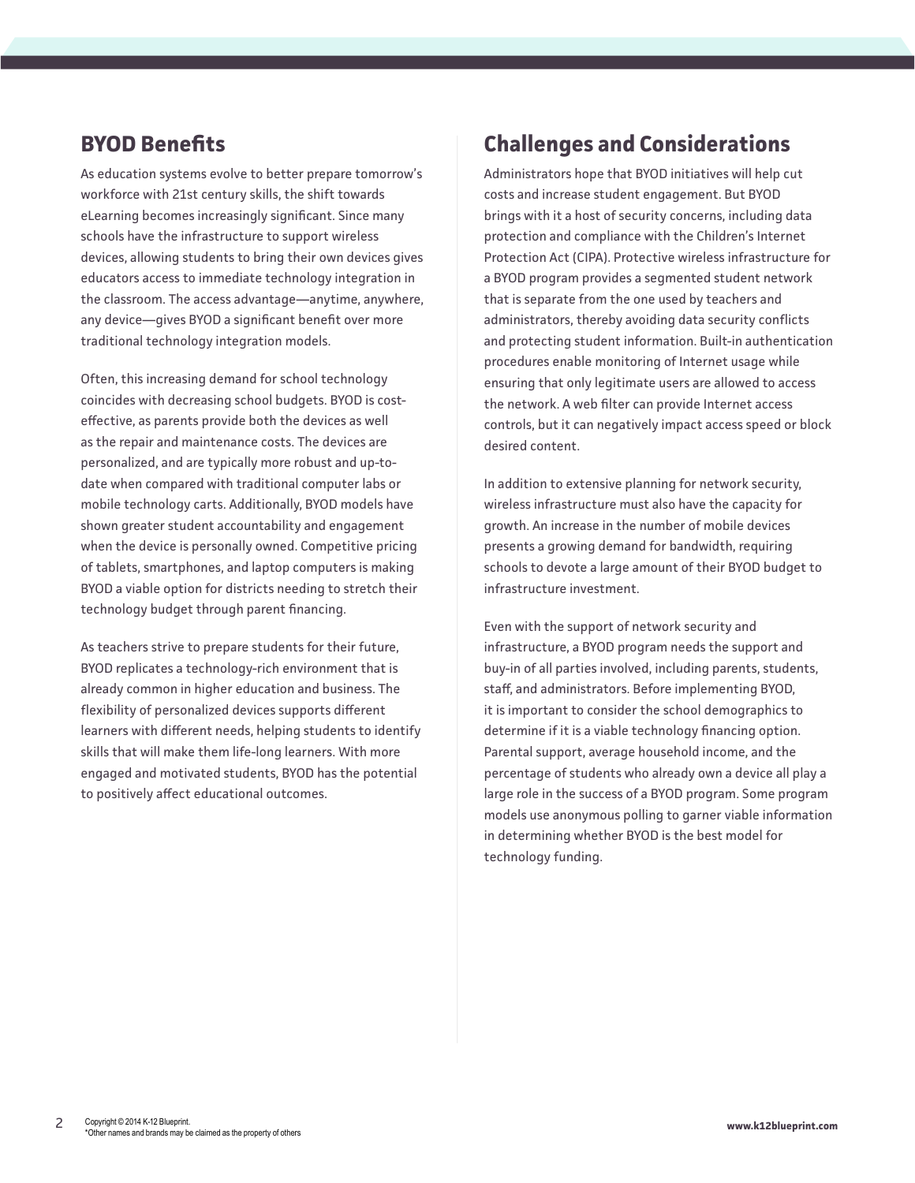## BYOD Benefits

As education systems evolve to better prepare tomorrow's workforce with 21st century skills, the shift towards eLearning becomes increasingly significant. Since many schools have the infrastructure to support wireless devices, allowing students to bring their own devices gives educators access to immediate technology integration in the classroom. The access advantage—anytime, anywhere, any device—gives BYOD a significant benefit over more traditional technology integration models.

Often, this increasing demand for school technology coincides with decreasing school budgets. BYOD is cost-effective, as parents provide both the devices as well as the repair and maintenance costs. The devices are personalized, and are typically more robust and up-to-date when compared with traditional computer labs or mobile technology carts. Additionally, BYOD models have shown greater student accountability and engagement when the device is personally owned. Competitive pricing of tablets, smartphones, and laptop computers is making BYOD a viable option for districts needing to stretch their technology budget through parent financing.

As teachers strive to prepare students for their future, BYOD replicates a technology-rich environment that is already common in higher education and business. The flexibility of personalized devices supports different learners with different needs, helping students to identify skills that will make them life-long learners. With more engaged and motivated students, BYOD has the potential to positively affect educational outcomes.

## Challenges and Considerations

Administrators hope that BYOD initiatives will help cut costs and increase student engagement. But BYOD brings with it a host of security concerns, including data protection and compliance with the Children's Internet Protection Act (CIPA). Protective wireless infrastructure for a BYOD program provides a segmented student network that is separate from the one used by teachers and administrators, thereby avoiding data security conflicts and protecting student information. Built-in authentication procedures enable monitoring of Internet usage while ensuring that only legitimate users are allowed to access the network. A web filter can provide Internet access controls, but it can negatively impact access speed or block desired content.

In addition to extensive planning for network security, wireless infrastructure must also have the capacity for growth. An increase in the number of mobile devices presents a growing demand for bandwidth, requiring schools to devote a large amount of their BYOD budget to infrastructure investment.

Even with the support of network security and infrastructure, a BYOD program needs the support and buy-in of all parties involved, including parents, students, staff, and administrators. Before implementing BYOD, it is important to consider the school demographics to determine if it is a viable technology financing option. Parental support, average household income, and the percentage of students who already own a device all play a large role in the success of a BYOD program. Some program models use anonymous polling to garner viable information in determining whether BYOD is the best model for technology funding.

Copyright © 2014 K-12 Blueprint.
*Other names and brands may be claimed as the property of others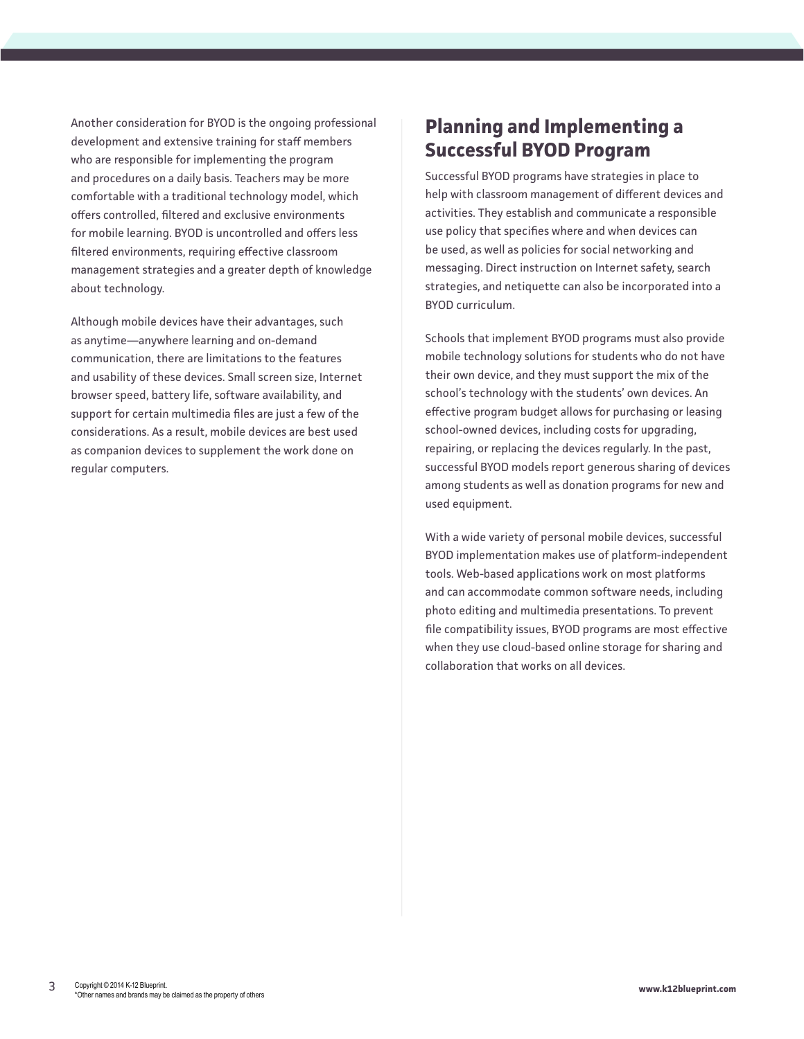Another consideration for BYOD is the ongoing professional development and extensive training for staff members who are responsible for implementing the program and procedures on a daily basis. Teachers may be more comfortable with a traditional technology model, which offers controlled, filtered and exclusive environments for mobile learning. BYOD is uncontrolled and offers less filtered environments, requiring effective classroom management strategies and a greater depth of knowledge about technology.

Although mobile devices have their advantages, such as anytime—anywhere learning and on-demand communication, there are limitations to the features and usability of these devices. Small screen size, Internet browser speed, battery life, software availability, and support for certain multimedia files are just a few of the considerations. As a result, mobile devices are best used as companion devices to supplement the work done on regular computers.

## Planning and Implementing a Successful BYOD Program

Successful BYOD programs have strategies in place to help with classroom management of different devices and activities. They establish and communicate a responsible use policy that specifies where and when devices can be used, as well as policies for social networking and messaging. Direct instruction on Internet safety, search strategies, and netiquette can also be incorporated into a BYOD curriculum.

Schools that implement BYOD programs must also provide mobile technology solutions for students who do not have their own device, and they must support the mix of the school's technology with the students' own devices. An effective program budget allows for purchasing or leasing school-owned devices, including costs for upgrading, repairing, or replacing the devices regularly. In the past, successful BYOD models report generous sharing of devices among students as well as donation programs for new and used equipment.

With a wide variety of personal mobile devices, successful BYOD implementation makes use of platform-independent tools. Web-based applications work on most platforms and can accommodate common software needs, including photo editing and multimedia presentations. To prevent file compatibility issues, BYOD programs are most effective when they use cloud-based online storage for sharing and collaboration that works on all devices.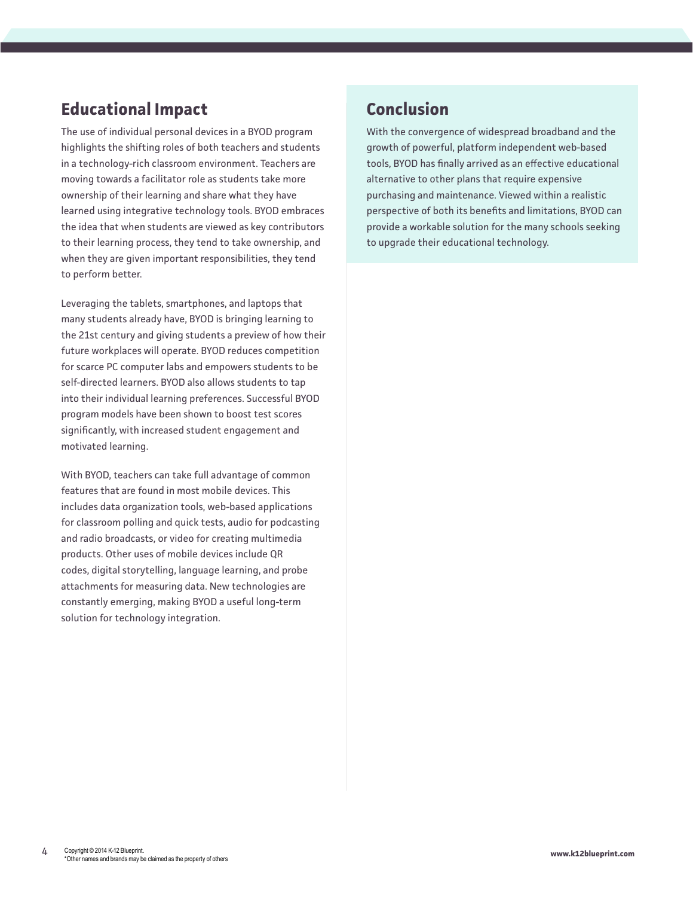## Educational Impact

The use of individual personal devices in a BYOD program highlights the shifting roles of both teachers and students in a technology-rich classroom environment. Teachers are moving towards a facilitator role as students take more ownership of their learning and share what they have learned using integrative technology tools. BYOD embraces the idea that when students are viewed as key contributors to their learning process, they tend to take ownership, and when they are given important responsibilities, they tend to perform better.

Leveraging the tablets, smartphones, and laptops that many students already have, BYOD is bringing learning to the 21st century and giving students a preview of how their future workplaces will operate. BYOD reduces competition for scarce PC computer labs and empowers students to be self-directed learners. BYOD also allows students to tap into their individual learning preferences. Successful BYOD program models have been shown to boost test scores significantly, with increased student engagement and motivated learning.

With BYOD, teachers can take full advantage of common features that are found in most mobile devices. This includes data organization tools, web-based applications for classroom polling and quick tests, audio for podcasting and radio broadcasts, or video for creating multimedia products. Other uses of mobile devices include QR codes, digital storytelling, language learning, and probe attachments for measuring data. New technologies are constantly emerging, making BYOD a useful long-term solution for technology integration.

## Conclusion

With the convergence of widespread broadband and the growth of powerful, platform independent web-based tools, BYOD has finally arrived as an effective educational alternative to other plans that require expensive purchasing and maintenance. Viewed within a realistic perspective of both its benefits and limitations, BYOD can provide a workable solution for the many schools seeking to upgrade their educational technology.

Copyright © 2014 K-12 Blueprint.
*Other names and brands may be claimed as the property of others

www.k12blueprint.com